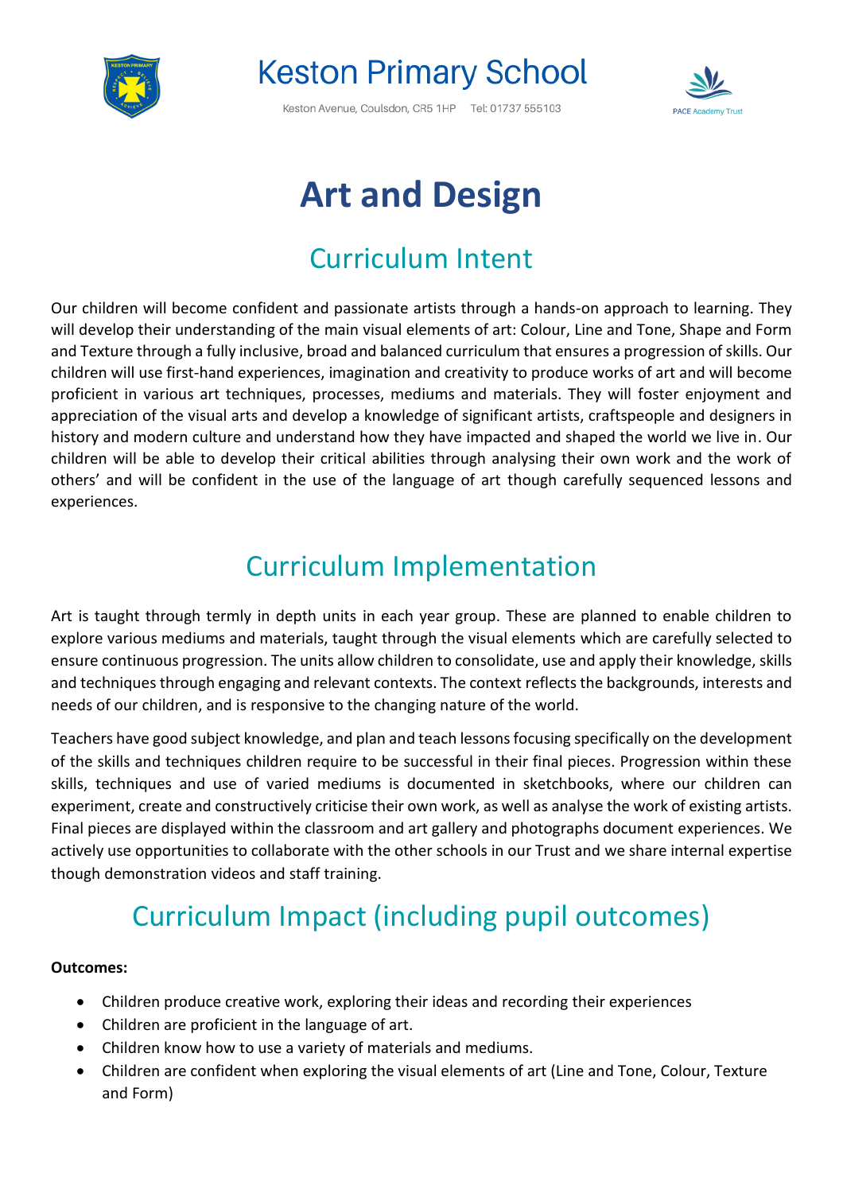# Keston Primary School

Keston Avenue, Coulsdon, CR5 1HP Tel: 01737 555103

PACE Academy Trust

# Art and Design

## Curriculum Intent

Our children will become confident and passionate artists through a hands-on approach to learning. They will develop their understanding of the main visual elements of art: Colour, Line and Tone, Shape and Form and Texture through a fully inclusive, broad and balanced curriculum that ensures a progression of skills. Our children will use first-hand experiences, imagination and creativity to produce works of art and will become proficient in various art techniques, processes, mediums and materials. They will foster enjoyment and appreciation of the visual arts and develop a knowledge of significant artists, craftspeople and designers in history and modern culture and understand how they have impacted and shaped the world we live in. Our children will be able to develop their critical abilities through analysing their own work and the work of others' and will be confident in the use of the language of art though carefully sequenced lessons and experiences.

## Curriculum Implementation

Art is taught through termly in depth units in each year group. These are planned to enable children to explore various mediums and materials, taught through the visual elements which are carefully selected to ensure continuous progression. The units allow children to consolidate, use and apply their knowledge, skills and techniques through engaging and relevant contexts. The context reflects the backgrounds, interests and needs of our children, and is responsive to the changing nature of the world.

Teachers have good subject knowledge, and plan and teach lessons focusing specifically on the development of the skills and techniques children require to be successful in their final pieces. Progression within these skills, techniques and use of varied mediums is documented in sketchbooks, where our children can experiment, create and constructively criticise their own work, as well as analyse the work of existing artists. Final pieces are displayed within the classroom and art gallery and photographs document experiences. We actively use opportunities to collaborate with the other schools in our Trust and we share internal expertise though demonstration videos and staff training.

## Curriculum Impact (including pupil outcomes)

**Outcomes:**

- Children produce creative work, exploring their ideas and recording their experiences
- Children are proficient in the language of art.
- Children know how to use a variety of materials and mediums.
- Children are confident when exploring the visual elements of art (Line and Tone, Colour, Texture and Form)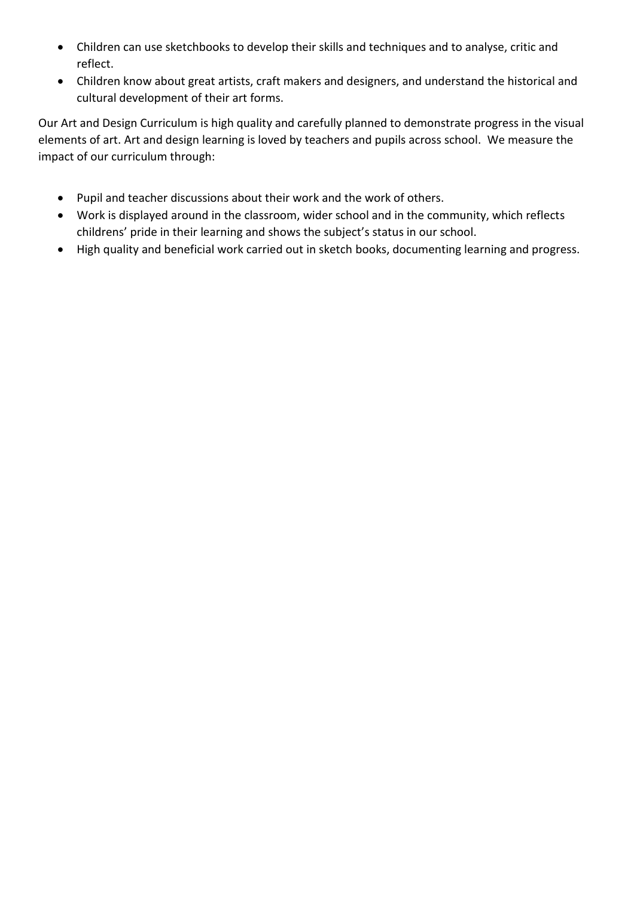- Children can use sketchbooks to develop their skills and techniques and to analyse, critic and reflect.
- Children know about great artists, craft makers and designers, and understand the historical and cultural development of their art forms.

Our Art and Design Curriculum is high quality and carefully planned to demonstrate progress in the visual elements of art. Art and design learning is loved by teachers and pupils across school. We measure the impact of our curriculum through:

- Pupil and teacher discussions about their work and the work of others.
- Work is displayed around in the classroom, wider school and in the community, which reflects childrens' pride in their learning and shows the subject's status in our school.
- High quality and beneficial work carried out in sketch books, documenting learning and progress.